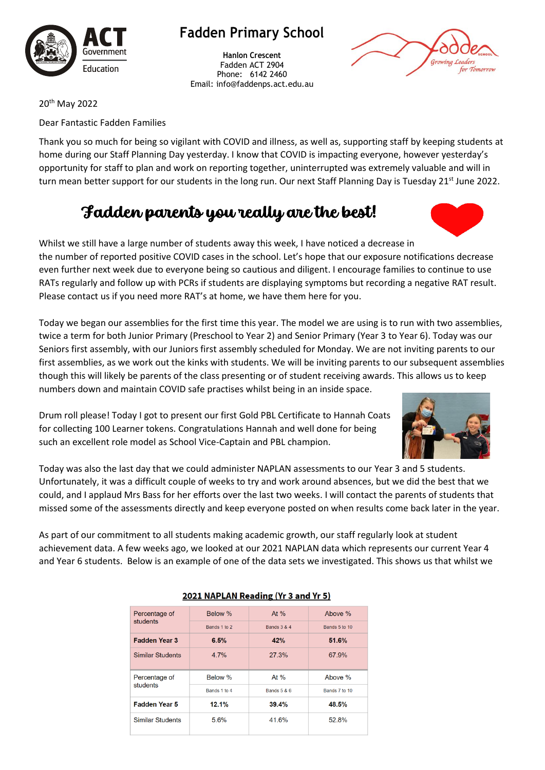# Fadden Primary School

**Hanlon Crescent**
Fadden ACT 2904
Phone: 6142 2460
Email: info@faddenps.act.edu.au

20th May 2022

Dear Fantastic Fadden Families

Thank you so much for being so vigilant with COVID and illness, as well as, supporting staff by keeping students at home during our Staff Planning Day yesterday. I know that COVID is impacting everyone, however yesterday's opportunity for staff to plan and work on reporting together, uninterrupted was extremely valuable and will in turn mean better support for our students in the long run. Our next Staff Planning Day is Tuesday 21st June 2022.

## Fadden parents you really are the best!

Whilst we still have a large number of students away this week, I have noticed a decrease in the number of reported positive COVID cases in the school. Let's hope that our exposure notifications decrease even further next week due to everyone being so cautious and diligent. I encourage families to continue to use RATs regularly and follow up with PCRs if students are displaying symptoms but recording a negative RAT result. Please contact us if you need more RAT's at home, we have them here for you.

Today we began our assemblies for the first time this year. The model we are using is to run with two assemblies, twice a term for both Junior Primary (Preschool to Year 2) and Senior Primary (Year 3 to Year 6). Today was our Seniors first assembly, with our Juniors first assembly scheduled for Monday. We are not inviting parents to our first assemblies, as we work out the kinks with students. We will be inviting parents to our subsequent assemblies though this will likely be parents of the class presenting or of student receiving awards. This allows us to keep numbers down and maintain COVID safe practises whilst being in an inside space.

Drum roll please! Today I got to present our first Gold PBL Certificate to Hannah Coats for collecting 100 Learner tokens. Congratulations Hannah and well done for being such an excellent role model as School Vice-Captain and PBL champion.

Today was also the last day that we could administer NAPLAN assessments to our Year 3 and 5 students. Unfortunately, it was a difficult couple of weeks to try and work around absences, but we did the best that we could, and I applaud Mrs Bass for her efforts over the last two weeks. I will contact the parents of students that missed some of the assessments directly and keep everyone posted on when results come back later in the year.

As part of our commitment to all students making academic growth, our staff regularly look at student achievement data. A few weeks ago, we looked at our 2021 NAPLAN data which represents our current Year 4 and Year 6 students. Below is an example of one of the data sets we investigated. This shows us that whilst we

**2021 NAPLAN Reading (Yr 3 and Yr 5)**

| Percentage of students | Below % | At % | Above % |
|---|---|---|---|
| | Bands 1 to 2 | Bands 3 & 4 | Bands 5 to 10 |
| **Fadden Year 3** | **6.5%** | **42%** | **51.6%** |
| Similar Students | 4.7% | 27.3% | 67.9% |
| Percentage of students | Below % | At % | Above % |
| | Bands 1 to 4 | Bands 5 & 6 | Bands 7 to 10 |
| **Fadden Year 5** | **12.1%** | **39.4%** | **48.5%** |
| Similar Students | 5.6% | 41.6% | 52.8% |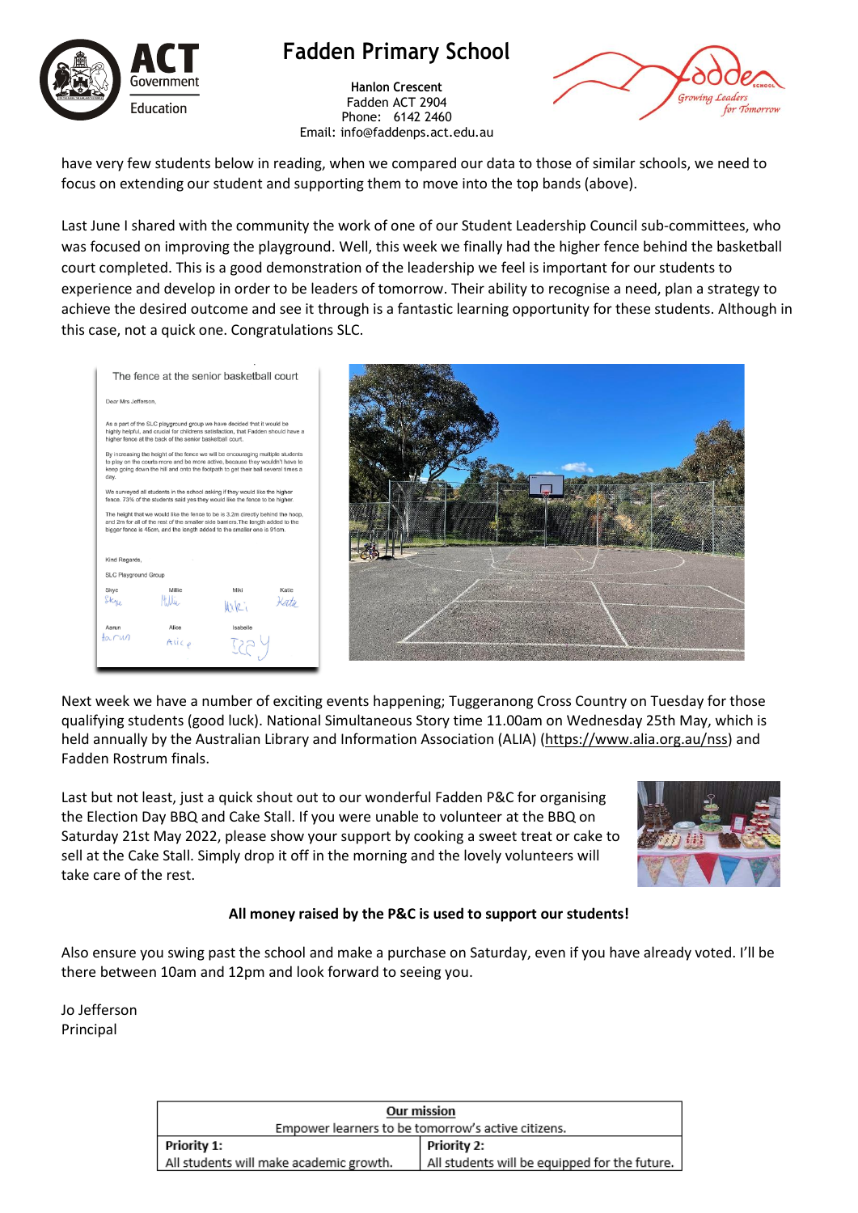have very few students below in reading, when we compared our data to those of similar schools, we need to focus on extending our student and supporting them to move into the top bands (above).

Last June I shared with the community the work of one of our Student Leadership Council sub-committees, who was focused on improving the playground. Well, this week we finally had the higher fence behind the basketball court completed. This is a good demonstration of the leadership we feel is important for our students to experience and develop in order to be leaders of tomorrow. Their ability to recognise a need, plan a strategy to achieve the desired outcome and see it through is a fantastic learning opportunity for these students. Although in this case, not a quick one. Congratulations SLC.

The fence at the senior basketball court

Dear Mrs Jefferson,

As a part of the SLC playground group we have decided that it would be highly helpful, and crucial for childrens satisfaction, that Fadden should have a higher fence at the back of the senior basketball court.

By increasing the height of the fence we will be encouraging multiple students to play on the courts more and be more active, because they wouldn't have to keep going down the hill and onto the footpath to get their ball several times a day.

We surveyed all students in the school asking if they would like the higher fence. 73% of the students said yes they would like the fence to be higher.

The height that we would like the fence to be is 3.2m directly behind the hoop, and 2m for all of the rest of the smaller side barriers.The length added to the bigger fence is 45cm, and the length added to the smaller one is 91cm.

Kind Regards,

SLC Playground Group

Skye, Millie, Miki, Katie, Aarun, Alice, Isabelle

Next week we have a number of exciting events happening; Tuggeranong Cross Country on Tuesday for those qualifying students (good luck). National Simultaneous Story time 11.00am on Wednesday 25th May, which is held annually by the Australian Library and Information Association (ALIA) (https://www.alia.org.au/nss) and Fadden Rostrum finals.

Last but not least, just a quick shout out to our wonderful Fadden P&C for organising the Election Day BBQ and Cake Stall. If you were unable to volunteer at the BBQ on Saturday 21st May 2022, please show your support by cooking a sweet treat or cake to sell at the Cake Stall. Simply drop it off in the morning and the lovely volunteers will take care of the rest.

**All money raised by the P&C is used to support our students!**

Also ensure you swing past the school and make a purchase on Saturday, even if you have already voted. I'll be there between 10am and 12pm and look forward to seeing you.

Jo Jefferson
Principal

| **Our mission** Empower learners to be tomorrow's active citizens. | |
|---|---|
| **Priority 1:** All students will make academic growth. | **Priority 2:** All students will be equipped for the future. |